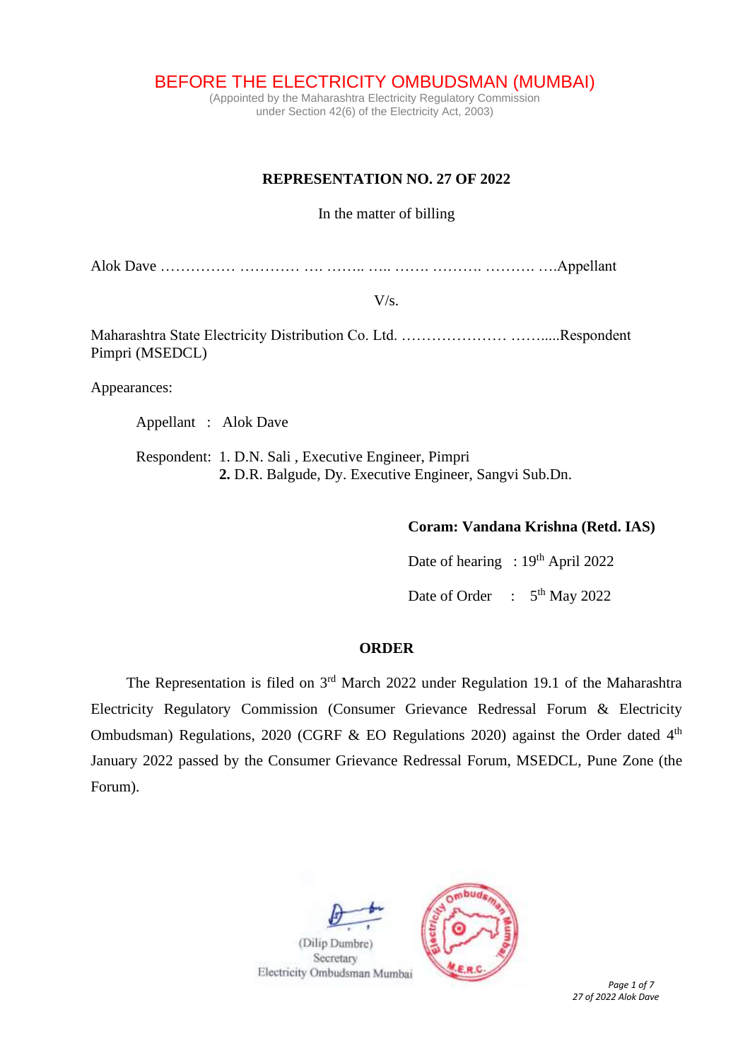# BEFORE THE ELECTRICITY OMBUDSMAN (MUMBAI)

(Appointed by the Maharashtra Electricity Regulatory Commission under Section 42(6) of the Electricity Act, 2003)

**REPRESENTATION NO. 27 OF 2022**

In the matter of billing

Alok Dave …………… ………… …. …….. ….. ……. ………. ………. ….Appellant

V/s.

Maharashtra State Electricity Distribution Co. Ltd. ………………… ……....Respondent
Pimpri (MSEDCL)

Appearances:

Appellant : Alok Dave

Respondent: 1. D.N. Sali , Executive Engineer, Pimpri
**2.** D.R. Balgude, Dy. Executive Engineer, Sangvi Sub.Dn.

**Coram: Vandana Krishna (Retd. IAS)**

Date of hearing : 19th April 2022

Date of Order : 5th May 2022

**ORDER**

The Representation is filed on 3rd March 2022 under Regulation 19.1 of the Maharashtra Electricity Regulatory Commission (Consumer Grievance Redressal Forum & Electricity Ombudsman) Regulations, 2020 (CGRF & EO Regulations 2020) against the Order dated 4th January 2022 passed by the Consumer Grievance Redressal Forum, MSEDCL, Pune Zone (the Forum).

(Dilip Dumbre)
Secretary
Electricity Ombudsman Mumbai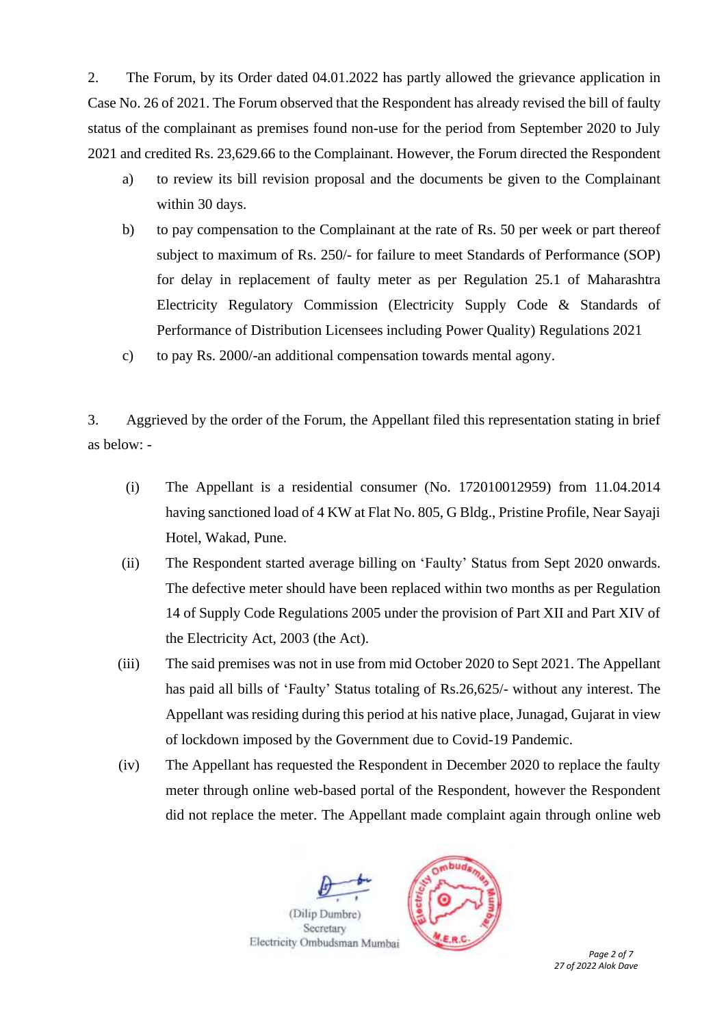2. The Forum, by its Order dated 04.01.2022 has partly allowed the grievance application in Case No. 26 of 2021. The Forum observed that the Respondent has already revised the bill of faulty status of the complainant as premises found non-use for the period from September 2020 to July 2021 and credited Rs. 23,629.66 to the Complainant. However, the Forum directed the Respondent

a) to review its bill revision proposal and the documents be given to the Complainant within 30 days.

b) to pay compensation to the Complainant at the rate of Rs. 50 per week or part thereof subject to maximum of Rs. 250/- for failure to meet Standards of Performance (SOP) for delay in replacement of faulty meter as per Regulation 25.1 of Maharashtra Electricity Regulatory Commission (Electricity Supply Code & Standards of Performance of Distribution Licensees including Power Quality) Regulations 2021

c) to pay Rs. 2000/-an additional compensation towards mental agony.

3. Aggrieved by the order of the Forum, the Appellant filed this representation stating in brief as below: -

(i) The Appellant is a residential consumer (No. 172010012959) from 11.04.2014 having sanctioned load of 4 KW at Flat No. 805, G Bldg., Pristine Profile, Near Sayaji Hotel, Wakad, Pune.

(ii) The Respondent started average billing on 'Faulty' Status from Sept 2020 onwards. The defective meter should have been replaced within two months as per Regulation 14 of Supply Code Regulations 2005 under the provision of Part XII and Part XIV of the Electricity Act, 2003 (the Act).

(iii) The said premises was not in use from mid October 2020 to Sept 2021. The Appellant has paid all bills of 'Faulty' Status totaling of Rs.26,625/- without any interest. The Appellant was residing during this period at his native place, Junagad, Gujarat in view of lockdown imposed by the Government due to Covid-19 Pandemic.

(iv) The Appellant has requested the Respondent in December 2020 to replace the faulty meter through online web-based portal of the Respondent, however the Respondent did not replace the meter. The Appellant made complaint again through online web

(Dilip Dumbre)
Secretary
Electricity Ombudsman Mumbai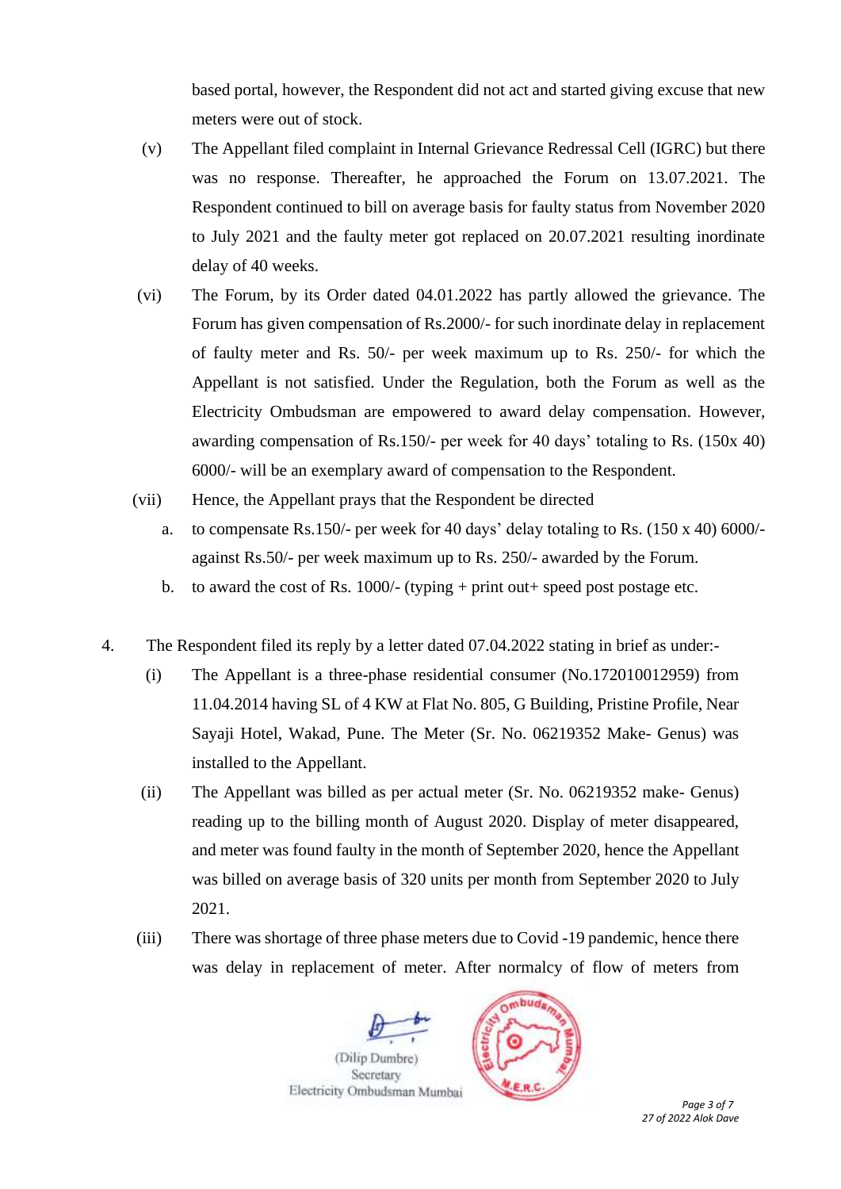based portal, however, the Respondent did not act and started giving excuse that new meters were out of stock.

(v) The Appellant filed complaint in Internal Grievance Redressal Cell (IGRC) but there was no response. Thereafter, he approached the Forum on 13.07.2021. The Respondent continued to bill on average basis for faulty status from November 2020 to July 2021 and the faulty meter got replaced on 20.07.2021 resulting inordinate delay of 40 weeks.

(vi) The Forum, by its Order dated 04.01.2022 has partly allowed the grievance. The Forum has given compensation of Rs.2000/- for such inordinate delay in replacement of faulty meter and Rs. 50/- per week maximum up to Rs. 250/- for which the Appellant is not satisfied. Under the Regulation, both the Forum as well as the Electricity Ombudsman are empowered to award delay compensation. However, awarding compensation of Rs.150/- per week for 40 days' totaling to Rs. (150x 40) 6000/- will be an exemplary award of compensation to the Respondent.

(vii) Hence, the Appellant prays that the Respondent be directed

a. to compensate Rs.150/- per week for 40 days' delay totaling to Rs. (150 x 40) 6000/- against Rs.50/- per week maximum up to Rs. 250/- awarded by the Forum.

b. to award the cost of Rs. 1000/- (typing + print out+ speed post postage etc.

4. The Respondent filed its reply by a letter dated 07.04.2022 stating in brief as under:-

(i) The Appellant is a three-phase residential consumer (No.172010012959) from 11.04.2014 having SL of 4 KW at Flat No. 805, G Building, Pristine Profile, Near Sayaji Hotel, Wakad, Pune. The Meter (Sr. No. 06219352 Make- Genus) was installed to the Appellant.

(ii) The Appellant was billed as per actual meter (Sr. No. 06219352 make- Genus) reading up to the billing month of August 2020. Display of meter disappeared, and meter was found faulty in the month of September 2020, hence the Appellant was billed on average basis of 320 units per month from September 2020 to July 2021.

(iii) There was shortage of three phase meters due to Covid -19 pandemic, hence there was delay in replacement of meter. After normalcy of flow of meters from

(Dilip Dumbre)
Secretary
Electricity Ombudsman Mumbai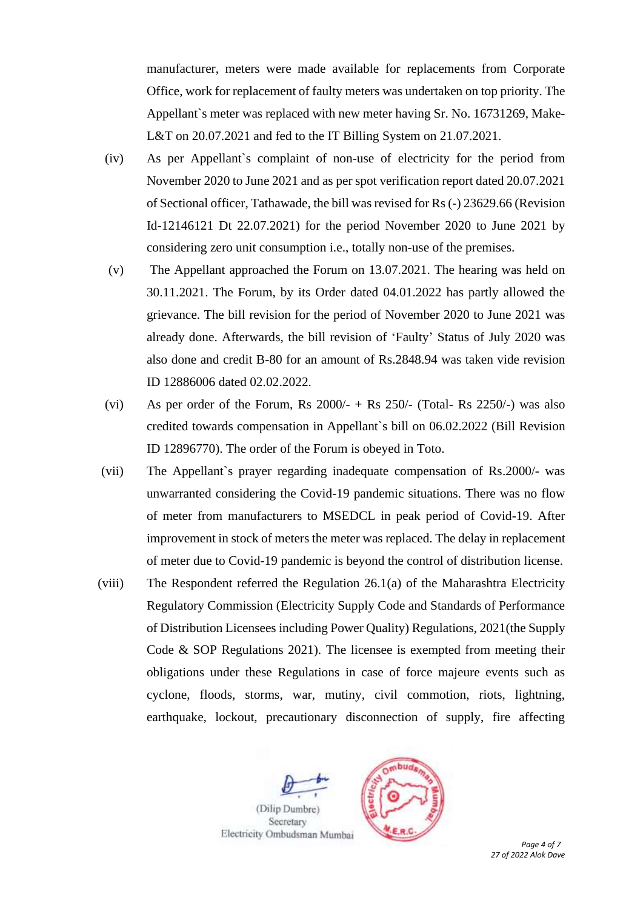manufacturer, meters were made available for replacements from Corporate Office, work for replacement of faulty meters was undertaken on top priority. The Appellant`s meter was replaced with new meter having Sr. No. 16731269, Make-L&T on 20.07.2021 and fed to the IT Billing System on 21.07.2021.

(iv) As per Appellant`s complaint of non-use of electricity for the period from November 2020 to June 2021 and as per spot verification report dated 20.07.2021 of Sectional officer, Tathawade, the bill was revised for Rs (-) 23629.66 (Revision Id-12146121 Dt 22.07.2021) for the period November 2020 to June 2021 by considering zero unit consumption i.e., totally non-use of the premises.

(v) The Appellant approached the Forum on 13.07.2021. The hearing was held on 30.11.2021. The Forum, by its Order dated 04.01.2022 has partly allowed the grievance. The bill revision for the period of November 2020 to June 2021 was already done. Afterwards, the bill revision of 'Faulty' Status of July 2020 was also done and credit B-80 for an amount of Rs.2848.94 was taken vide revision ID 12886006 dated 02.02.2022.

(vi) As per order of the Forum, Rs 2000/- + Rs 250/- (Total- Rs 2250/-) was also credited towards compensation in Appellant`s bill on 06.02.2022 (Bill Revision ID 12896770). The order of the Forum is obeyed in Toto.

(vii) The Appellant`s prayer regarding inadequate compensation of Rs.2000/- was unwarranted considering the Covid-19 pandemic situations. There was no flow of meter from manufacturers to MSEDCL in peak period of Covid-19. After improvement in stock of meters the meter was replaced. The delay in replacement of meter due to Covid-19 pandemic is beyond the control of distribution license.

(viii) The Respondent referred the Regulation 26.1(a) of the Maharashtra Electricity Regulatory Commission (Electricity Supply Code and Standards of Performance of Distribution Licensees including Power Quality) Regulations, 2021(the Supply Code & SOP Regulations 2021). The licensee is exempted from meeting their obligations under these Regulations in case of force majeure events such as cyclone, floods, storms, war, mutiny, civil commotion, riots, lightning, earthquake, lockout, precautionary disconnection of supply, fire affecting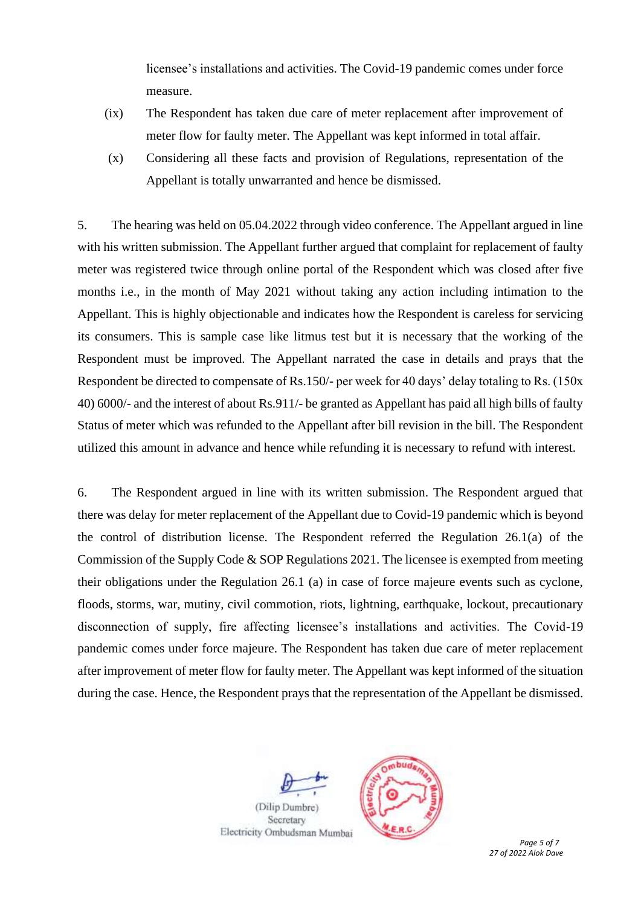licensee's installations and activities. The Covid-19 pandemic comes under force measure.

(ix) The Respondent has taken due care of meter replacement after improvement of meter flow for faulty meter. The Appellant was kept informed in total affair.

(x) Considering all these facts and provision of Regulations, representation of the Appellant is totally unwarranted and hence be dismissed.

5. The hearing was held on 05.04.2022 through video conference. The Appellant argued in line with his written submission. The Appellant further argued that complaint for replacement of faulty meter was registered twice through online portal of the Respondent which was closed after five months i.e., in the month of May 2021 without taking any action including intimation to the Appellant. This is highly objectionable and indicates how the Respondent is careless for servicing its consumers. This is sample case like litmus test but it is necessary that the working of the Respondent must be improved. The Appellant narrated the case in details and prays that the Respondent be directed to compensate of Rs.150/- per week for 40 days' delay totaling to Rs. (150x 40) 6000/- and the interest of about Rs.911/- be granted as Appellant has paid all high bills of faulty Status of meter which was refunded to the Appellant after bill revision in the bill. The Respondent utilized this amount in advance and hence while refunding it is necessary to refund with interest.

6. The Respondent argued in line with its written submission. The Respondent argued that there was delay for meter replacement of the Appellant due to Covid-19 pandemic which is beyond the control of distribution license. The Respondent referred the Regulation 26.1(a) of the Commission of the Supply Code & SOP Regulations 2021. The licensee is exempted from meeting their obligations under the Regulation 26.1 (a) in case of force majeure events such as cyclone, floods, storms, war, mutiny, civil commotion, riots, lightning, earthquake, lockout, precautionary disconnection of supply, fire affecting licensee's installations and activities. The Covid-19 pandemic comes under force majeure. The Respondent has taken due care of meter replacement after improvement of meter flow for faulty meter. The Appellant was kept informed of the situation during the case. Hence, the Respondent prays that the representation of the Appellant be dismissed.

(Dilip Dumbre)
Secretary
Electricity Ombudsman Mumbai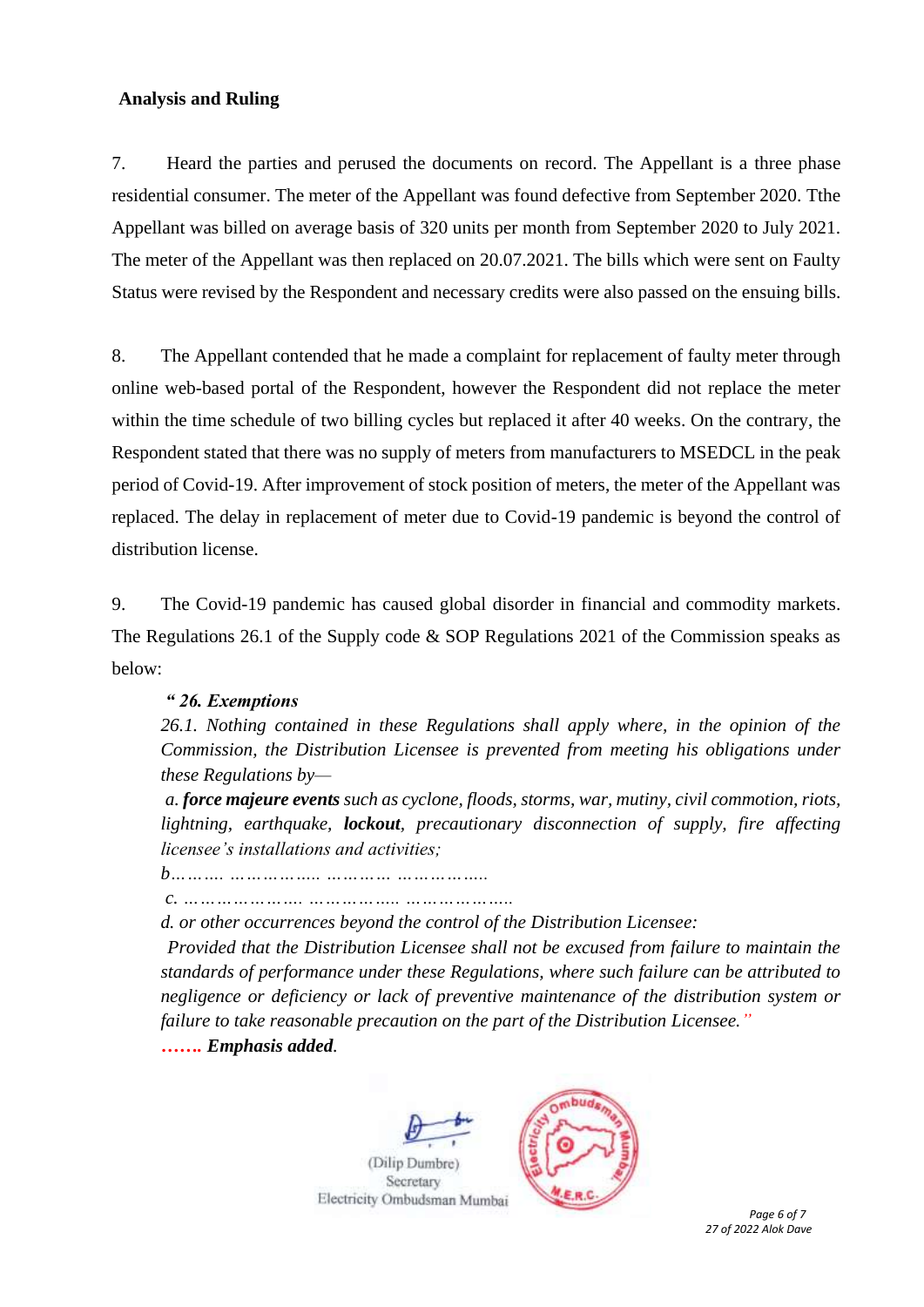**Analysis and Ruling**

7. Heard the parties and perused the documents on record. The Appellant is a three phase residential consumer. The meter of the Appellant was found defective from September 2020. Tthe Appellant was billed on average basis of 320 units per month from September 2020 to July 2021. The meter of the Appellant was then replaced on 20.07.2021. The bills which were sent on Faulty Status were revised by the Respondent and necessary credits were also passed on the ensuing bills.

8. The Appellant contended that he made a complaint for replacement of faulty meter through online web-based portal of the Respondent, however the Respondent did not replace the meter within the time schedule of two billing cycles but replaced it after 40 weeks. On the contrary, the Respondent stated that there was no supply of meters from manufacturers to MSEDCL in the peak period of Covid-19. After improvement of stock position of meters, the meter of the Appellant was replaced. The delay in replacement of meter due to Covid-19 pandemic is beyond the control of distribution license.

9. The Covid-19 pandemic has caused global disorder in financial and commodity markets. The Regulations 26.1 of the Supply code & SOP Regulations 2021 of the Commission speaks as below:

> ***" 26. Exemptions***
>
> *26.1. Nothing contained in these Regulations shall apply where, in the opinion of the Commission, the Distribution Licensee is prevented from meeting his obligations under these Regulations by—*
>
> *a.* ***force majeure events*** *such as cyclone, floods, storms, war, mutiny, civil commotion, riots, lightning, earthquake,* ***lockout****, precautionary disconnection of supply, fire affecting licensee's installations and activities;*
>
> *b……… …………….. ………… ……………..*
>
> *c. ………………… …………….. ………………..*
>
> *d. or other occurrences beyond the control of the Distribution Licensee:*
>
> *Provided that the Distribution Licensee shall not be excused from failure to maintain the standards of performance under these Regulations, where such failure can be attributed to negligence or deficiency or lack of preventive maintenance of the distribution system or failure to take reasonable precaution on the part of the Distribution Licensee."*
>
> ***……. Emphasis added****.*

(Dilip Dumbre)
Secretary
Electricity Ombudsman Mumbai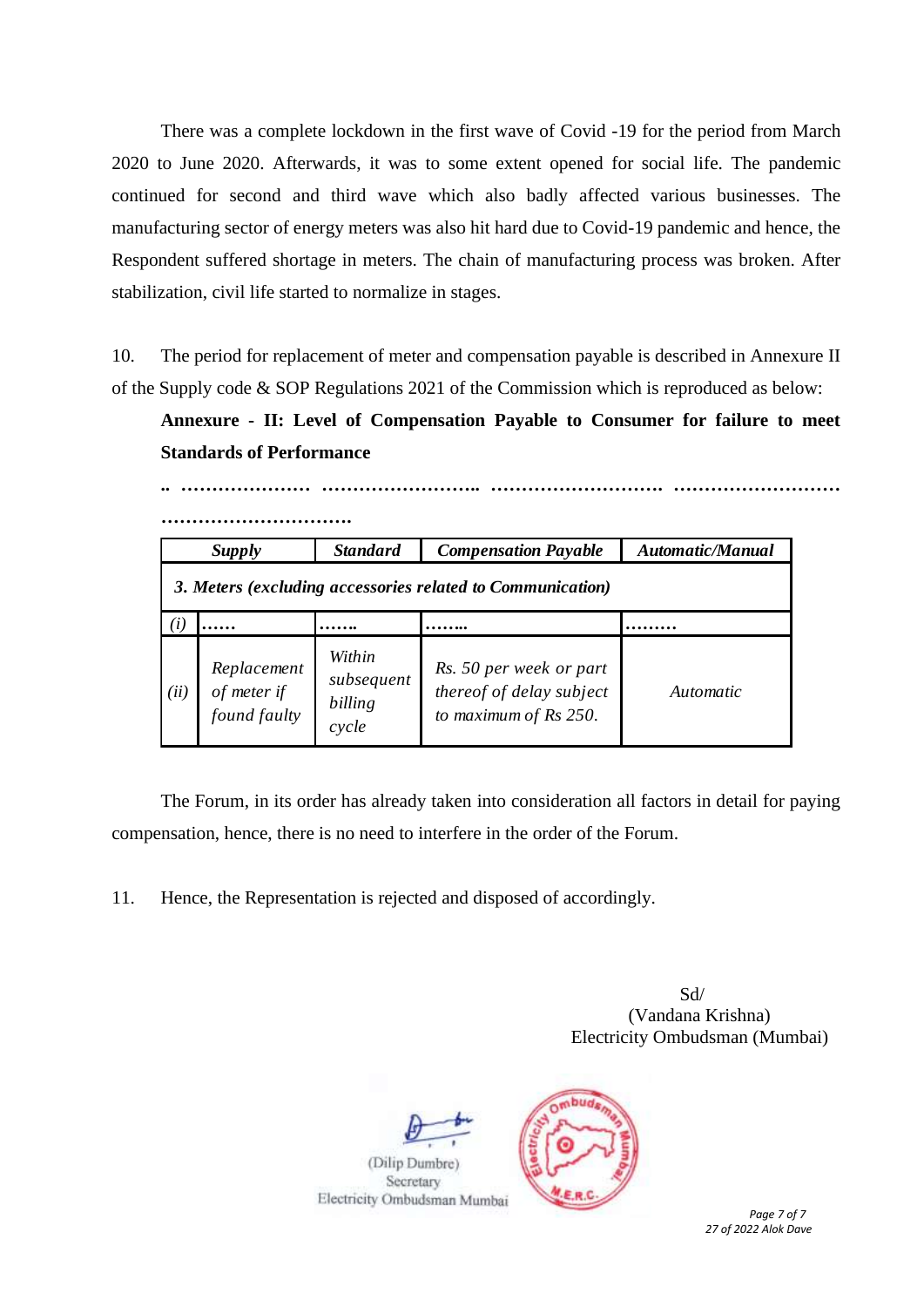There was a complete lockdown in the first wave of Covid -19 for the period from March 2020 to June 2020. Afterwards, it was to some extent opened for social life. The pandemic continued for second and third wave which also badly affected various businesses. The manufacturing sector of energy meters was also hit hard due to Covid-19 pandemic and hence, the Respondent suffered shortage in meters. The chain of manufacturing process was broken. After stabilization, civil life started to normalize in stages.

10. The period for replacement of meter and compensation payable is described in Annexure II of the Supply code & SOP Regulations 2021 of the Commission which is reproduced as below:

**Annexure - II: Level of Compensation Payable to Consumer for failure to meet Standards of Performance**

**.. ………………… …………………….. ………………………. ……………………… ………………………….**

| | Supply | Standard | Compensation Payable | Automatic/Manual |
|---|---|---|---|---|
| ***3. Meters (excluding accessories related to Communication)*** | | | | |
| *(i)* | …… | ……. | ……. | ……… |
| *(ii)* | *Replacement of meter if found faulty* | *Within subsequent billing cycle* | *Rs. 50 per week or part thereof of delay subject to maximum of Rs 250.* | *Automatic* |

The Forum, in its order has already taken into consideration all factors in detail for paying compensation, hence, there is no need to interfere in the order of the Forum.

11. Hence, the Representation is rejected and disposed of accordingly.

Sd/
(Vandana Krishna)
Electricity Ombudsman (Mumbai)

(Dilip Dumbre)
Secretary
Electricity Ombudsman Mumbai

27 of 2022 Alok Dave